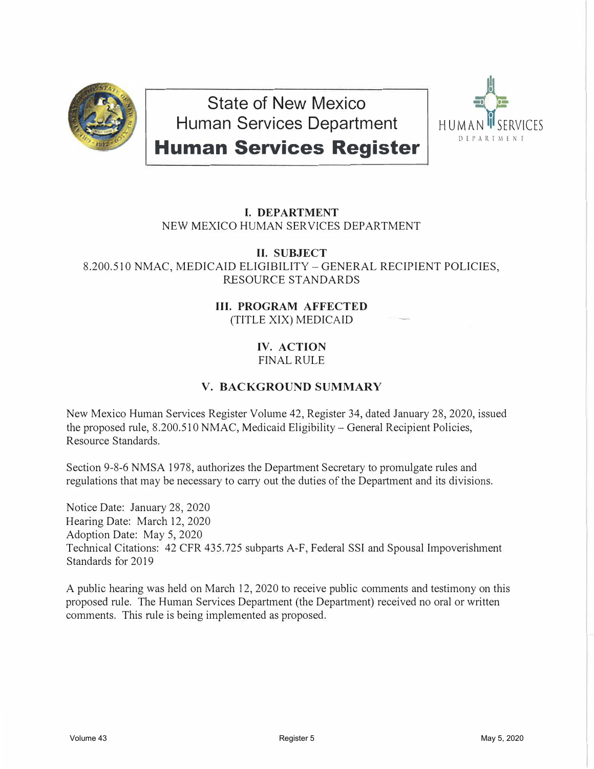# State of New Mexico
# Human Services Department
# **Human Services Register**

HUMAN SERVICES DEPARTMENT

### I. DEPARTMENT

NEW MEXICO HUMAN SERVICES DEPARTMENT

### II. SUBJECT

8.200.510 NMAC, MEDICAID ELIGIBILITY – GENERAL RECIPIENT POLICIES, RESOURCE STANDARDS

### III. PROGRAM AFFECTED

(TITLE XIX) MEDICAID

### IV. ACTION

FINAL RULE

### V. BACKGROUND SUMMARY

New Mexico Human Services Register Volume 42, Register 34, dated January 28, 2020, issued the proposed rule, 8.200.510 NMAC, Medicaid Eligibility – General Recipient Policies, Resource Standards.

Section 9-8-6 NMSA 1978, authorizes the Department Secretary to promulgate rules and regulations that may be necessary to carry out the duties of the Department and its divisions.

Notice Date: January 28, 2020
Hearing Date: March 12, 2020
Adoption Date: May 5, 2020
Technical Citations: 42 CFR 435.725 subparts A-F, Federal SSI and Spousal Impoverishment Standards for 2019

A public hearing was held on March 12, 2020 to receive public comments and testimony on this proposed rule. The Human Services Department (the Department) received no oral or written comments. This rule is being implemented as proposed.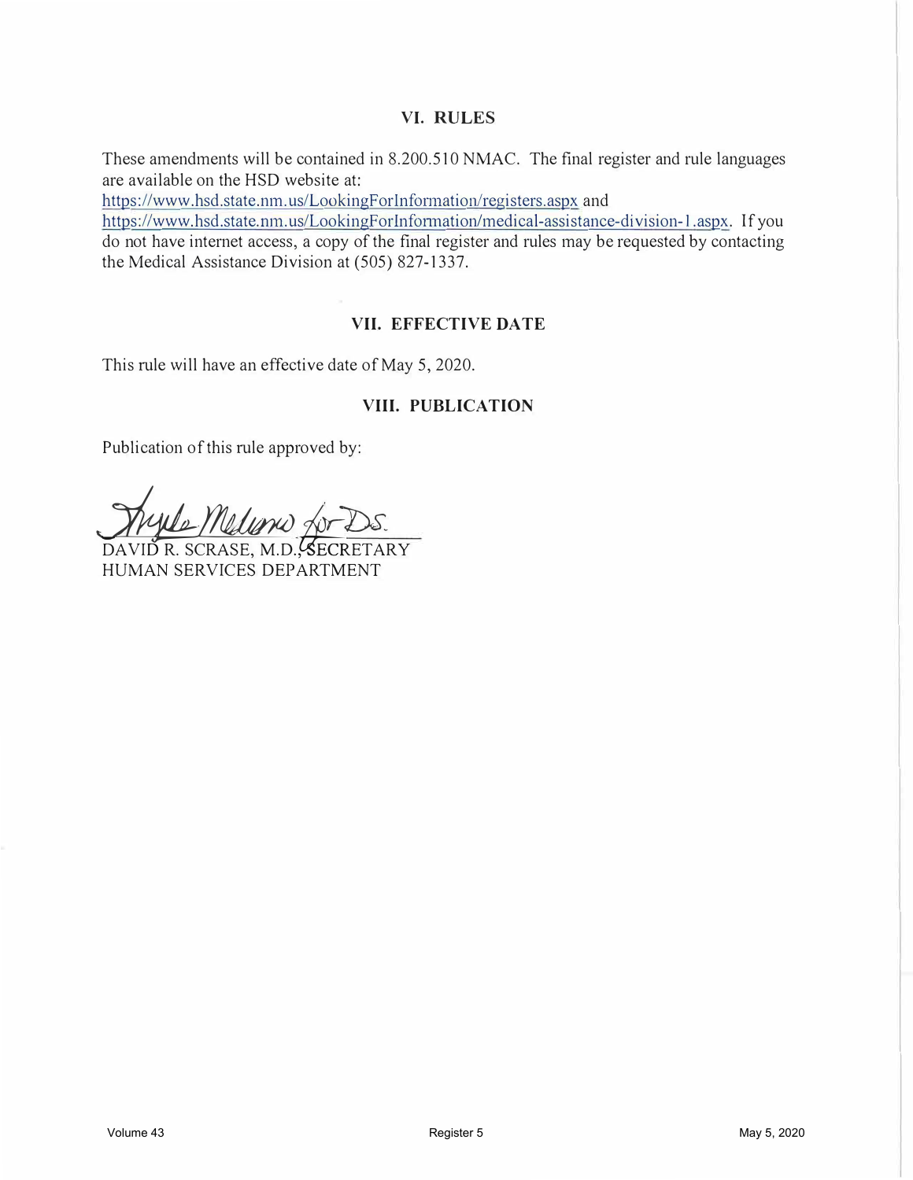## VI. RULES

These amendments will be contained in 8.200.510 NMAC. The final register and rule languages are available on the HSD website at:
https://www.hsd.state.nm.us/LookingForInformation/registers.aspx and
https://www.hsd.state.nm.us/LookingForInformation/medical-assistance-division-1.aspx. If you do not have internet access, a copy of the final register and rules may be requested by contacting the Medical Assistance Division at (505) 827-1337.

## VII. EFFECTIVE DATE

This rule will have an effective date of May 5, 2020.

## VIII. PUBLICATION

Publication of this rule approved by:

Kyle Melone for DS.
DAVID R. SCRASE, M.D., SECRETARY
HUMAN SERVICES DEPARTMENT